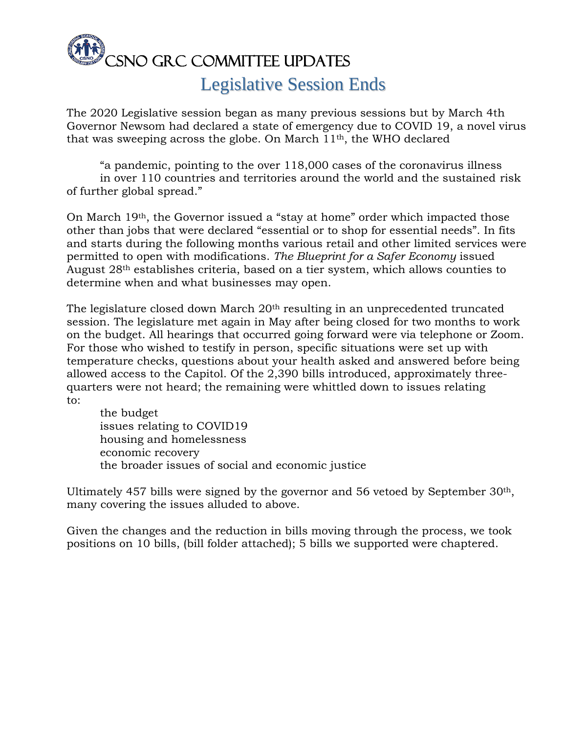# CSNO GRC COMMITTEE UPDATES

## Legislative Session Ends

The 2020 Legislative session began as many previous sessions but by March 4th Governor Newsom had declared a state of emergency due to COVID 19, a novel virus that was sweeping across the globe. On March 11th, the WHO declared

> "a pandemic, pointing to the over 118,000 cases of the coronavirus illness in over 110 countries and territories around the world and the sustained risk of further global spread."

On March 19th, the Governor issued a "stay at home" order which impacted those other than jobs that were declared "essential or to shop for essential needs". In fits and starts during the following months various retail and other limited services were permitted to open with modifications. *The Blueprint for a Safer Economy* issued August 28th establishes criteria, based on a tier system, which allows counties to determine when and what businesses may open.

The legislature closed down March 20th resulting in an unprecedented truncated session. The legislature met again in May after being closed for two months to work on the budget. All hearings that occurred going forward were via telephone or Zoom. For those who wished to testify in person, specific situations were set up with temperature checks, questions about your health asked and answered before being allowed access to the Capitol. Of the 2,390 bills introduced, approximately three-quarters were not heard; the remaining were whittled down to issues relating to:

- the budget
- issues relating to COVID19
- housing and homelessness
- economic recovery
- the broader issues of social and economic justice

Ultimately 457 bills were signed by the governor and 56 vetoed by September 30th, many covering the issues alluded to above.

Given the changes and the reduction in bills moving through the process, we took positions on 10 bills, (bill folder attached); 5 bills we supported were chaptered.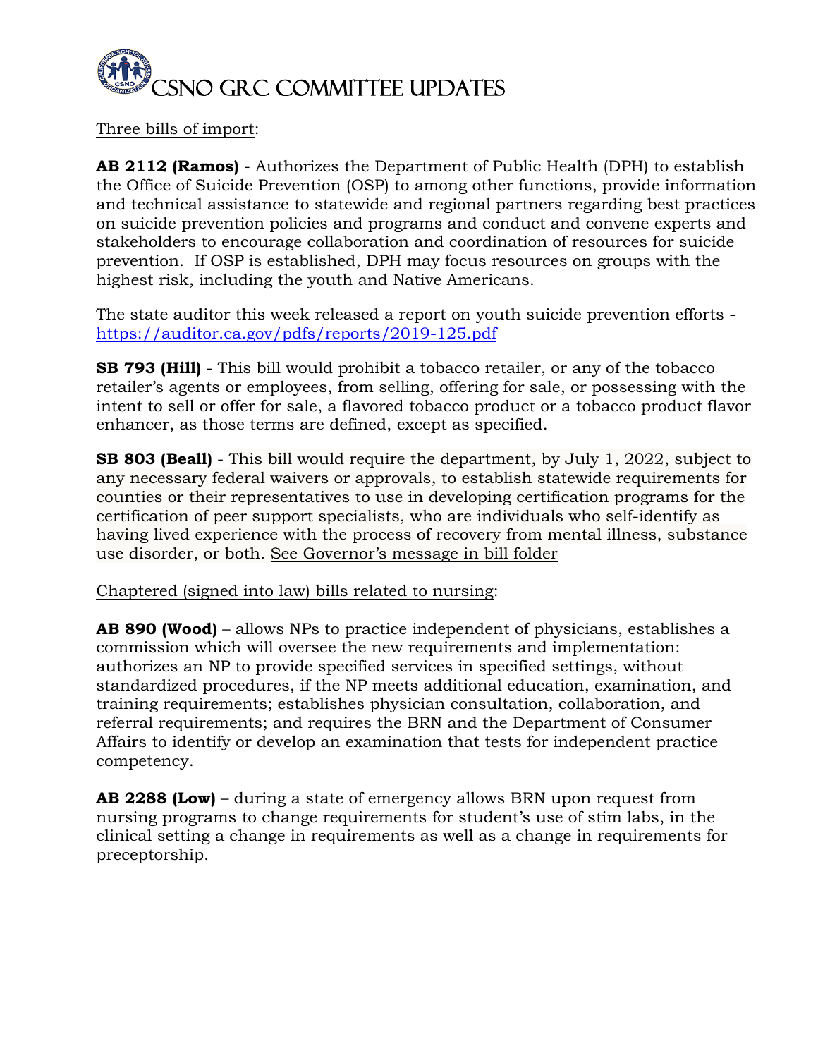# CSNO GRC COMMITTEE UPDATES

Three bills of import:

**AB 2112 (Ramos)** - Authorizes the Department of Public Health (DPH) to establish the Office of Suicide Prevention (OSP) to among other functions, provide information and technical assistance to statewide and regional partners regarding best practices on suicide prevention policies and programs and conduct and convene experts and stakeholders to encourage collaboration and coordination of resources for suicide prevention. If OSP is established, DPH may focus resources on groups with the highest risk, including the youth and Native Americans.

The state auditor this week released a report on youth suicide prevention efforts - https://auditor.ca.gov/pdfs/reports/2019-125.pdf

**SB 793 (Hill)** - This bill would prohibit a tobacco retailer, or any of the tobacco retailer's agents or employees, from selling, offering for sale, or possessing with the intent to sell or offer for sale, a flavored tobacco product or a tobacco product flavor enhancer, as those terms are defined, except as specified.

**SB 803 (Beall)** - This bill would require the department, by July 1, 2022, subject to any necessary federal waivers or approvals, to establish statewide requirements for counties or their representatives to use in developing certification programs for the certification of peer support specialists, who are individuals who self-identify as having lived experience with the process of recovery from mental illness, substance use disorder, or both. See Governor's message in bill folder

Chaptered (signed into law) bills related to nursing:

**AB 890 (Wood)** – allows NPs to practice independent of physicians, establishes a commission which will oversee the new requirements and implementation: authorizes an NP to provide specified services in specified settings, without standardized procedures, if the NP meets additional education, examination, and training requirements; establishes physician consultation, collaboration, and referral requirements; and requires the BRN and the Department of Consumer Affairs to identify or develop an examination that tests for independent practice competency.

**AB 2288 (Low)** – during a state of emergency allows BRN upon request from nursing programs to change requirements for student's use of stim labs, in the clinical setting a change in requirements as well as a change in requirements for preceptorship.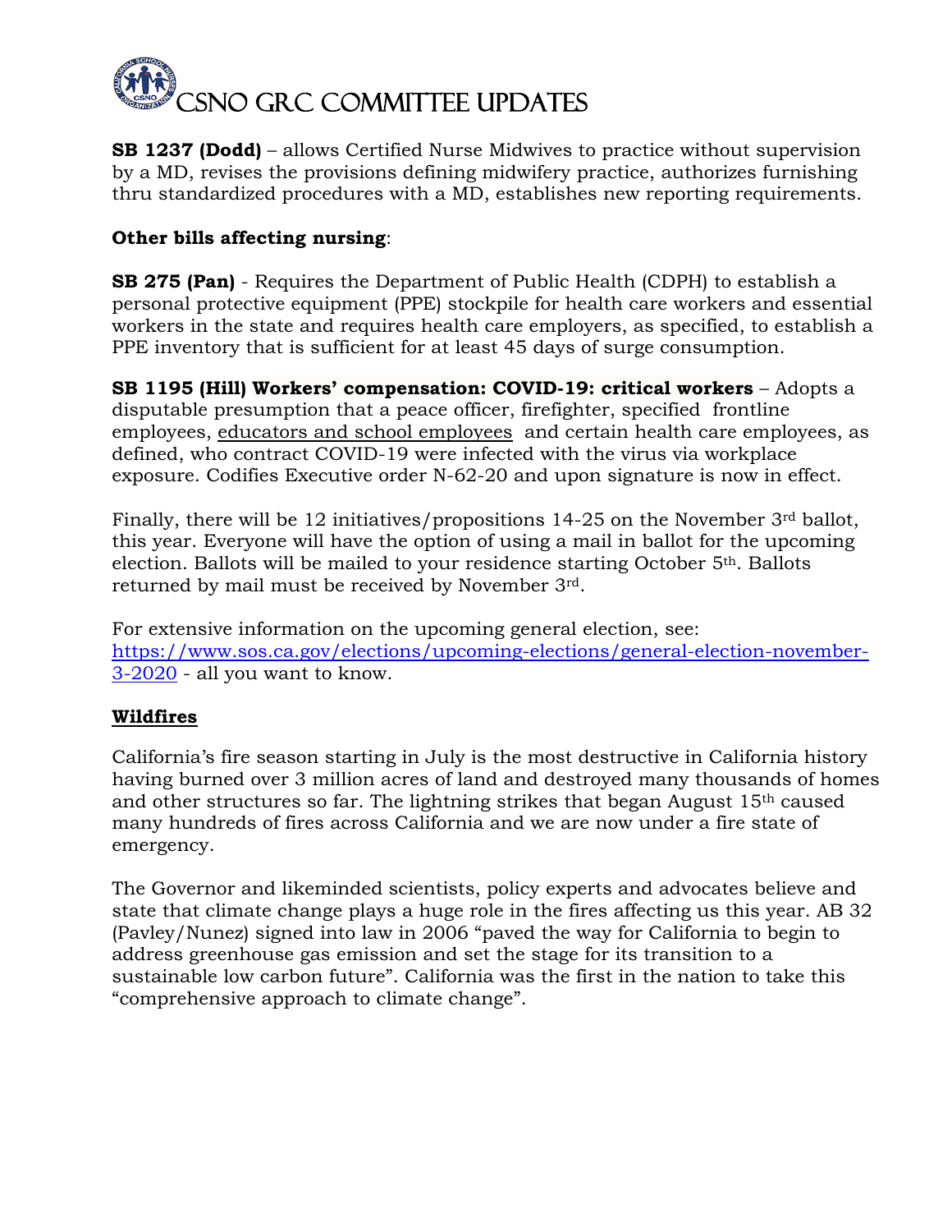# CSNO GRC COMMITTEE UPDATES

**SB 1237 (Dodd)** – allows Certified Nurse Midwives to practice without supervision by a MD, revises the provisions defining midwifery practice, authorizes furnishing thru standardized procedures with a MD, establishes new reporting requirements.

**Other bills affecting nursing**:

**SB 275 (Pan)** - Requires the Department of Public Health (CDPH) to establish a personal protective equipment (PPE) stockpile for health care workers and essential workers in the state and requires health care employers, as specified, to establish a PPE inventory that is sufficient for at least 45 days of surge consumption.

**SB 1195 (Hill) Workers' compensation: COVID-19: critical workers** – Adopts a disputable presumption that a peace officer, firefighter, specified frontline employees, educators and school employees and certain health care employees, as defined, who contract COVID-19 were infected with the virus via workplace exposure. Codifies Executive order N-62-20 and upon signature is now in effect.

Finally, there will be 12 initiatives/propositions 14-25 on the November 3rd ballot, this year. Everyone will have the option of using a mail in ballot for the upcoming election. Ballots will be mailed to your residence starting October 5th. Ballots returned by mail must be received by November 3rd.

For extensive information on the upcoming general election, see: https://www.sos.ca.gov/elections/upcoming-elections/general-election-november-3-2020 - all you want to know.

## Wildfires

California's fire season starting in July is the most destructive in California history having burned over 3 million acres of land and destroyed many thousands of homes and other structures so far. The lightning strikes that began August 15th caused many hundreds of fires across California and we are now under a fire state of emergency.

The Governor and likeminded scientists, policy experts and advocates believe and state that climate change plays a huge role in the fires affecting us this year. AB 32 (Pavley/Nunez) signed into law in 2006 "paved the way for California to begin to address greenhouse gas emission and set the stage for its transition to a sustainable low carbon future". California was the first in the nation to take this "comprehensive approach to climate change".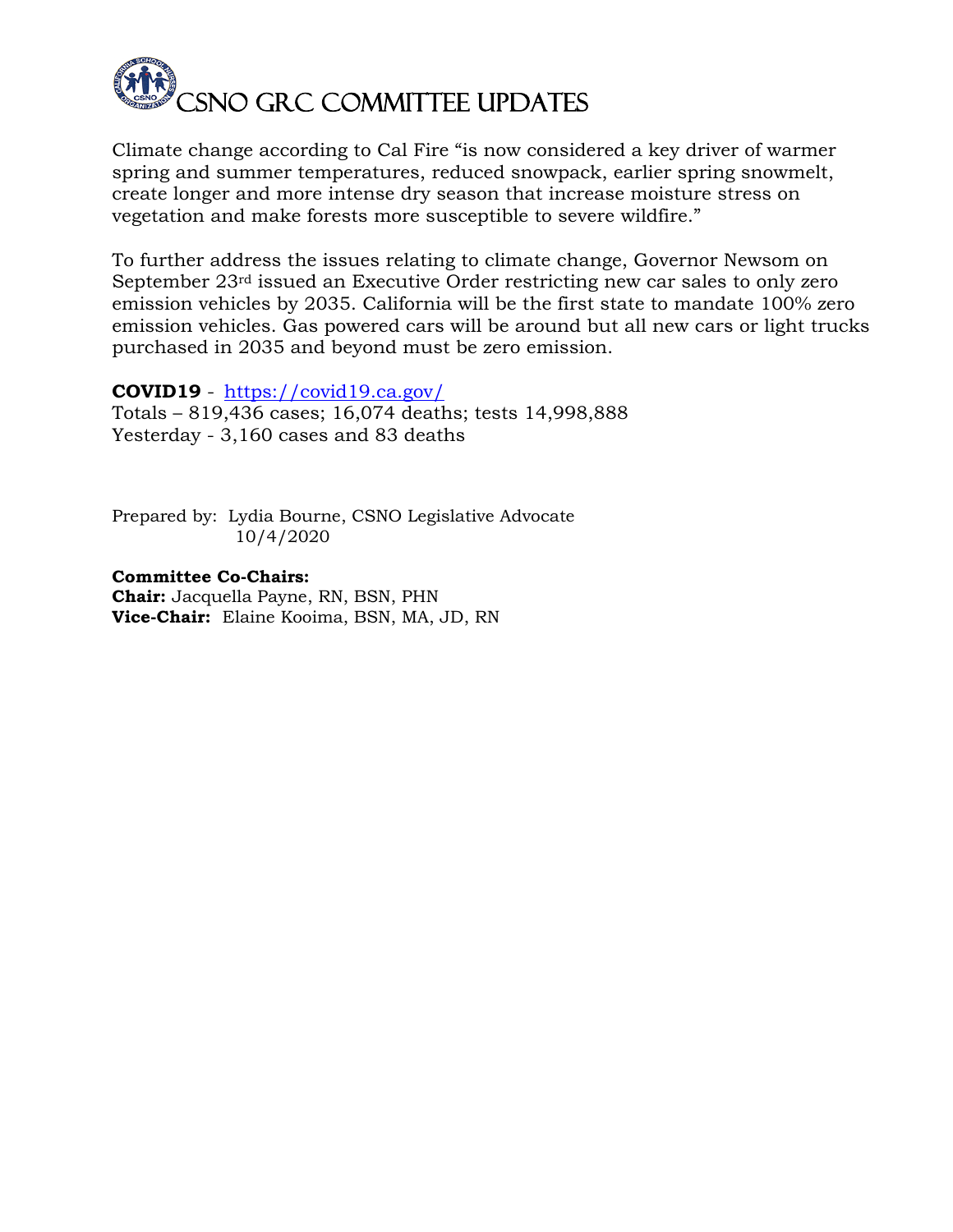# CSNO GRC COMMITTEE UPDATES

Climate change according to Cal Fire "is now considered a key driver of warmer spring and summer temperatures, reduced snowpack, earlier spring snowmelt, create longer and more intense dry season that increase moisture stress on vegetation and make forests more susceptible to severe wildfire."

To further address the issues relating to climate change, Governor Newsom on September 23rd issued an Executive Order restricting new car sales to only zero emission vehicles by 2035. California will be the first state to mandate 100% zero emission vehicles. Gas powered cars will be around but all new cars or light trucks purchased in 2035 and beyond must be zero emission.

**COVID19** - https://covid19.ca.gov/
Totals – 819,436 cases; 16,074 deaths; tests 14,998,888
Yesterday - 3,160 cases and 83 deaths

Prepared by: Lydia Bourne, CSNO Legislative Advocate
10/4/2020

**Committee Co-Chairs:**
**Chair:** Jacquella Payne, RN, BSN, PHN
**Vice-Chair:** Elaine Kooima, BSN, MA, JD, RN